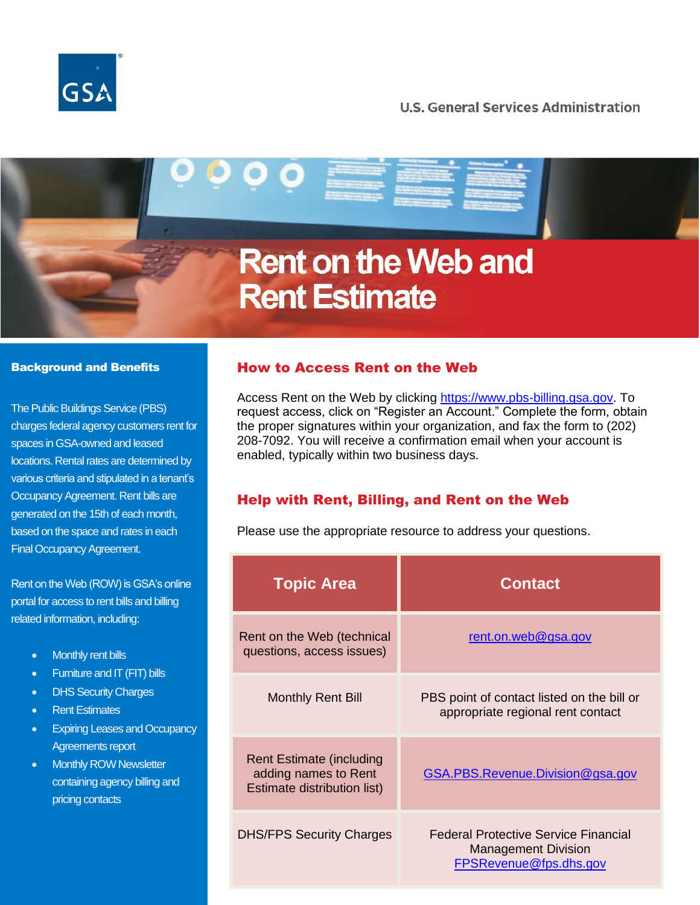U.S. General Services Administration

# Rent on the Web and Rent Estimate

## Background and Benefits

The Public Buildings Service (PBS) charges federal agency customers rent for spaces in GSA-owned and leased locations. Rental rates are determined by various criteria and stipulated in a tenant's Occupancy Agreement. Rent bills are generated on the 15th of each month, based on the space and rates in each Final Occupancy Agreement.

Rent on the Web (ROW) is GSA's online portal for access to rent bills and billing related information, including:

- Monthly rent bills
- Furniture and IT (FIT) bills
- DHS Security Charges
- Rent Estimates
- Expiring Leases and Occupancy Agreements report
- Monthly ROW Newsletter containing agency billing and pricing contacts

## How to Access Rent on the Web

Access Rent on the Web by clicking https://www.pbs-billing.gsa.gov. To request access, click on "Register an Account." Complete the form, obtain the proper signatures within your organization, and fax the form to (202) 208-7092. You will receive a confirmation email when your account is enabled, typically within two business days.

## Help with Rent, Billing, and Rent on the Web

Please use the appropriate resource to address your questions.

| Topic Area | Contact |
|---|---|
| Rent on the Web (technical questions, access issues) | rent.on.web@gsa.gov |
| Monthly Rent Bill | PBS point of contact listed on the bill or appropriate regional rent contact |
| Rent Estimate (including adding names to Rent Estimate distribution list) | GSA.PBS.Revenue.Division@gsa.gov |
| DHS/FPS Security Charges | Federal Protective Service Financial Management Division FPSRevenue@fps.dhs.gov |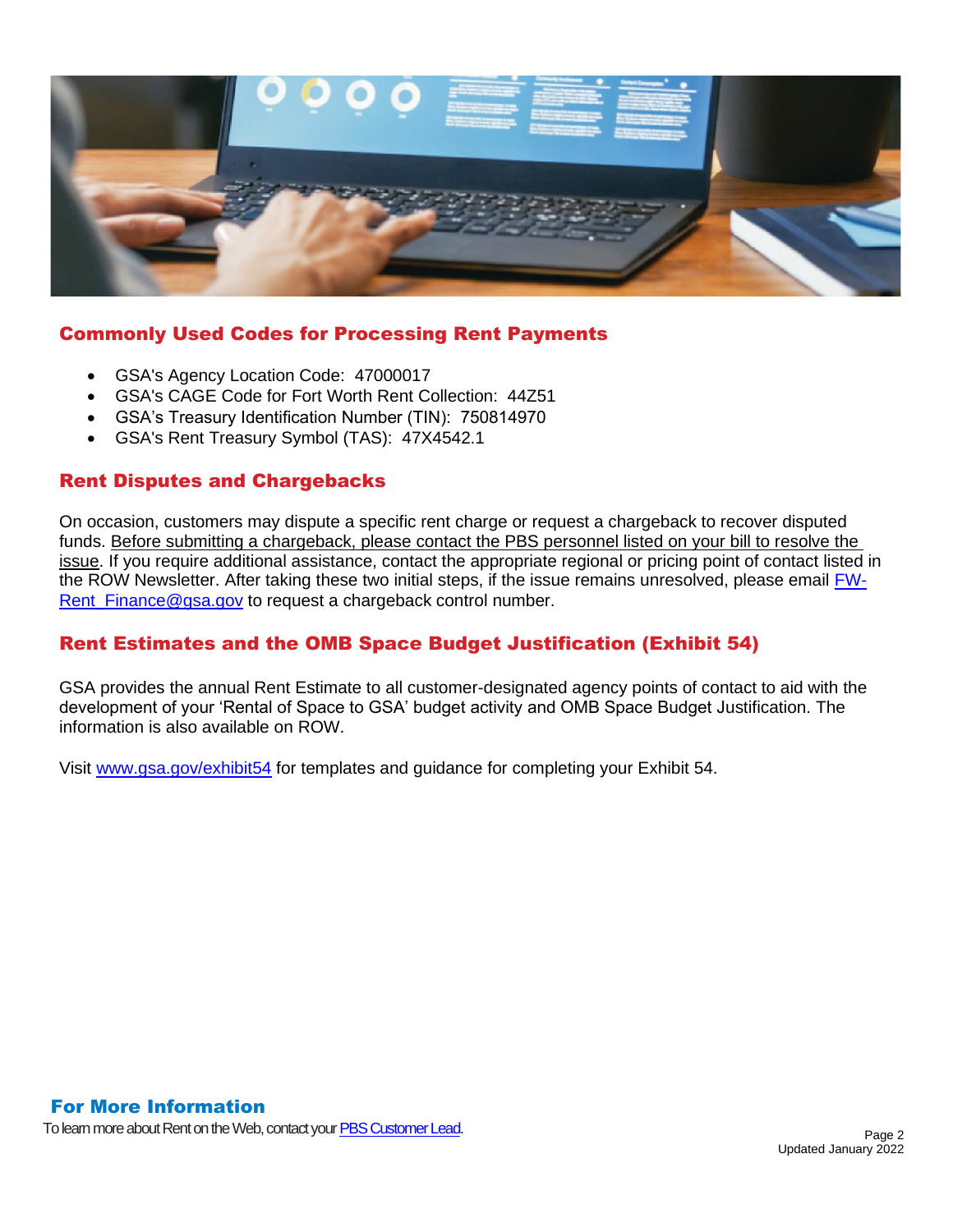## Commonly Used Codes for Processing Rent Payments

- GSA's Agency Location Code: 47000017
- GSA's CAGE Code for Fort Worth Rent Collection: 44Z51
- GSA's Treasury Identification Number (TIN): 750814970
- GSA's Rent Treasury Symbol (TAS): 47X4542.1

## Rent Disputes and Chargebacks

On occasion, customers may dispute a specific rent charge or request a chargeback to recover disputed funds. Before submitting a chargeback, please contact the PBS personnel listed on your bill to resolve the issue. If you require additional assistance, contact the appropriate regional or pricing point of contact listed in the ROW Newsletter. After taking these two initial steps, if the issue remains unresolved, please email FW-Rent_Finance@gsa.gov to request a chargeback control number.

## Rent Estimates and the OMB Space Budget Justification (Exhibit 54)

GSA provides the annual Rent Estimate to all customer-designated agency points of contact to aid with the development of your 'Rental of Space to GSA' budget activity and OMB Space Budget Justification. The information is also available on ROW.

Visit www.gsa.gov/exhibit54 for templates and guidance for completing your Exhibit 54.

## For More Information

To learn more about Rent on the Web, contact your PBS Customer Lead.

Updated January 2022